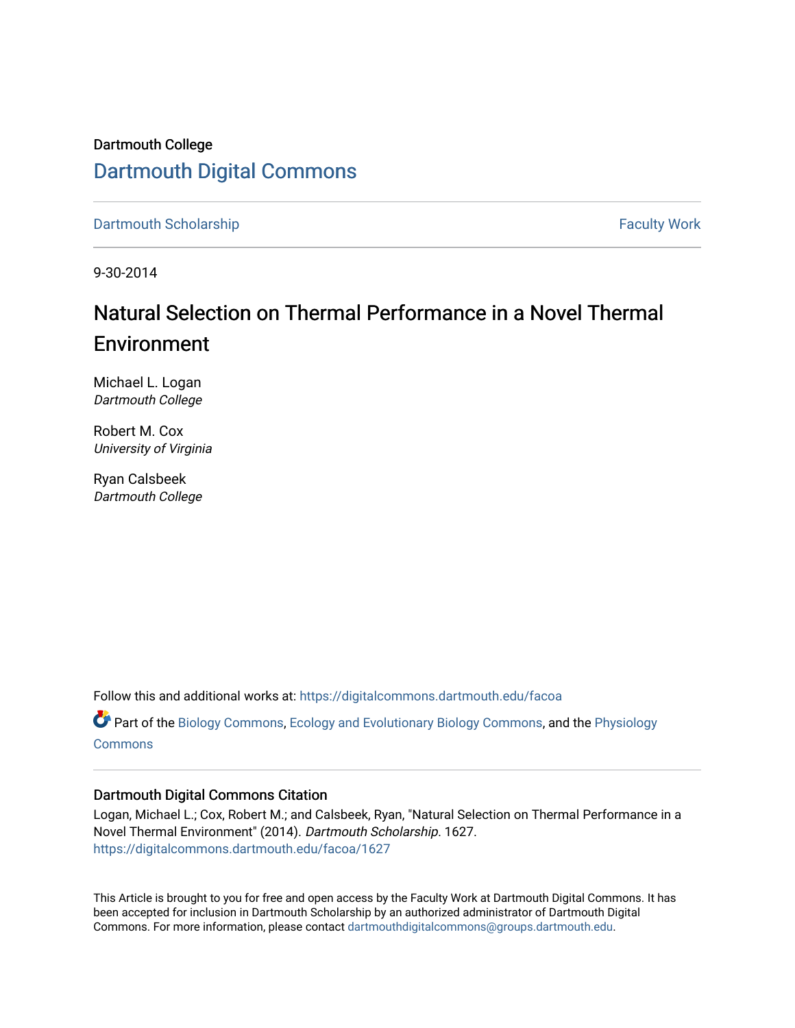Dartmouth College

# Dartmouth Digital Commons

Dartmouth Scholarship

Faculty Work

9-30-2014

# Natural Selection on Thermal Performance in a Novel Thermal Environment

Michael L. Logan
*Dartmouth College*

Robert M. Cox
*University of Virginia*

Ryan Calsbeek
*Dartmouth College*

Follow this and additional works at: https://digitalcommons.dartmouth.edu/facoa

Part of the Biology Commons, Ecology and Evolutionary Biology Commons, and the Physiology Commons

### Dartmouth Digital Commons Citation

Logan, Michael L.; Cox, Robert M.; and Calsbeek, Ryan, "Natural Selection on Thermal Performance in a Novel Thermal Environment" (2014). *Dartmouth Scholarship*. 1627.
https://digitalcommons.dartmouth.edu/facoa/1627

This Article is brought to you for free and open access by the Faculty Work at Dartmouth Digital Commons. It has been accepted for inclusion in Dartmouth Scholarship by an authorized administrator of Dartmouth Digital Commons. For more information, please contact dartmouthdigitalcommons@groups.dartmouth.edu.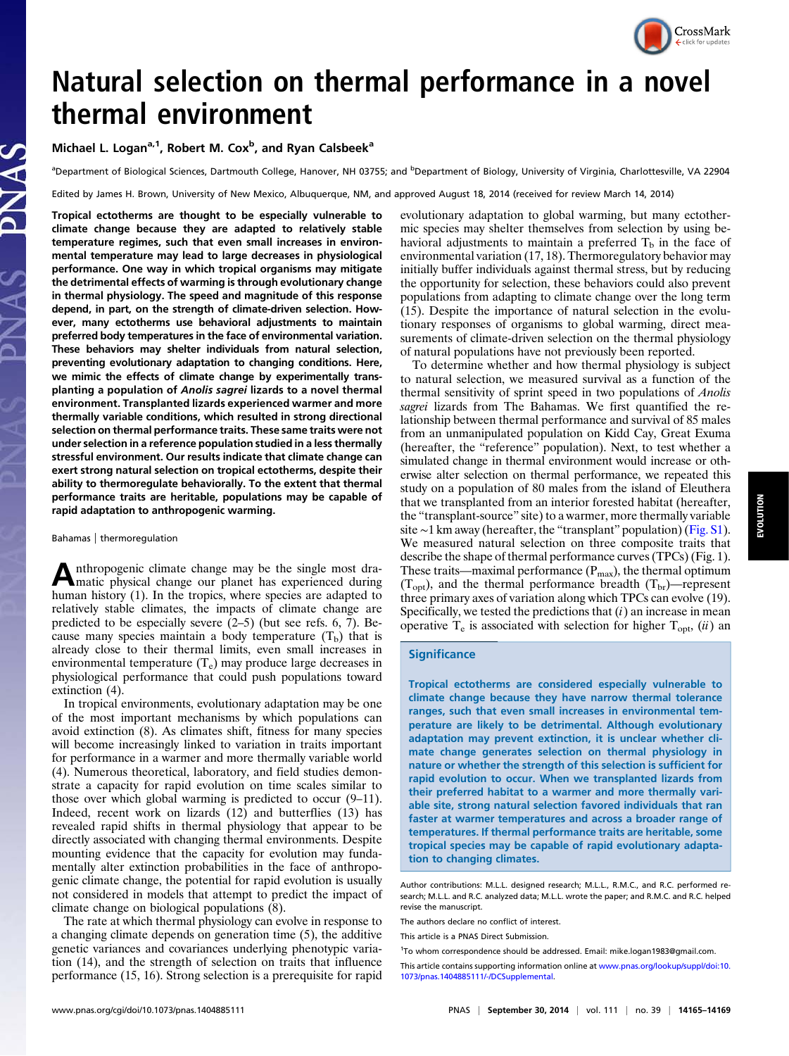# Natural selection on thermal performance in a novel thermal environment

Michael L. Logan[a,1], Robert M. Cox[b], and Ryan Calsbeek[a]

[a]Department of Biological Sciences, Dartmouth College, Hanover, NH 03755; and [b]Department of Biology, University of Virginia, Charlottesville, VA 22904

Edited by James H. Brown, University of New Mexico, Albuquerque, NM, and approved August 18, 2014 (received for review March 14, 2014)

**Tropical ectotherms are thought to be especially vulnerable to climate change because they are adapted to relatively stable temperature regimes, such that even small increases in environmental temperature may lead to large decreases in physiological performance. One way in which tropical organisms may mitigate the detrimental effects of warming is through evolutionary change in thermal physiology. The speed and magnitude of this response depend, in part, on the strength of climate-driven selection. However, many ectotherms use behavioral adjustments to maintain preferred body temperatures in the face of environmental variation. These behaviors may shelter individuals from natural selection, preventing evolutionary adaptation to changing conditions. Here, we mimic the effects of climate change by experimentally transplanting a population of *Anolis sagrei* lizards to a novel thermal environment. Transplanted lizards experienced warmer and more thermally variable conditions, which resulted in strong directional selection on thermal performance traits. These same traits were not under selection in a reference population studied in a less thermally stressful environment. Our results indicate that climate change can exert strong natural selection on tropical ectotherms, despite their ability to thermoregulate behaviorally. To the extent that thermal performance traits are heritable, populations may be capable of rapid adaptation to anthropogenic warming.**

Bahamas | thermoregulation

Anthropogenic climate change may be the single most dramatic physical change our planet has experienced during human history (1). In the tropics, where species are adapted to relatively stable climates, the impacts of climate change are predicted to be especially severe (2–5) (but see refs. 6, 7). Because many species maintain a body temperature ($T_b$) that is already close to their thermal limits, even small increases in environmental temperature ($T_e$) may produce large decreases in physiological performance that could push populations toward extinction (4).

In tropical environments, evolutionary adaptation may be one of the most important mechanisms by which populations can avoid extinction (8). As climates shift, fitness for many species will become increasingly linked to variation in traits important for performance in a warmer and more thermally variable world (4). Numerous theoretical, laboratory, and field studies demonstrate a capacity for rapid evolution on time scales similar to those over which global warming is predicted to occur (9–11). Indeed, recent work on lizards (12) and butterflies (13) has revealed rapid shifts in thermal physiology that appear to be directly associated with changing thermal environments. Despite mounting evidence that the capacity for evolution may fundamentally alter extinction probabilities in the face of anthropogenic climate change, the potential for rapid evolution is usually not considered in models that attempt to predict the impact of climate change on biological populations (8).

The rate at which thermal physiology can evolve in response to a changing climate depends on generation time (5), the additive genetic variances and covariances underlying phenotypic variation (14), and the strength of selection on traits that influence performance (15, 16). Strong selection is a prerequisite for rapid evolutionary adaptation to global warming, but many ectothermic species may shelter themselves from selection by using behavioral adjustments to maintain a preferred $T_b$ in the face of environmental variation (17, 18). Thermoregulatory behavior may initially buffer individuals against thermal stress, but by reducing the opportunity for selection, these behaviors could also prevent populations from adapting to climate change over the long term (15). Despite the importance of natural selection in the evolutionary responses of organisms to global warming, direct measurements of climate-driven selection on the thermal physiology of natural populations have not previously been reported.

To determine whether and how thermal physiology is subject to natural selection, we measured survival as a function of the thermal sensitivity of sprint speed in two populations of *Anolis sagrei* lizards from The Bahamas. We first quantified the relationship between thermal performance and survival of 85 males from an unmanipulated population on Kidd Cay, Great Exuma (hereafter, the "reference" population). Next, to test whether a simulated change in thermal environment would increase or otherwise alter selection on thermal performance, we repeated this study on a population of 80 males from the island of Eleuthera that we transplanted from an interior forested habitat (hereafter, the "transplant-source" site) to a warmer, more thermally variable site ~1 km away (hereafter, the "transplant" population) (Fig. S1). We measured natural selection on three composite traits that describe the shape of thermal performance curves (TPCs) (Fig. 1). These traits—maximal performance ($P_{max}$), the thermal optimum ($T_{opt}$), and the thermal performance breadth ($T_{br}$)—represent three primary axes of variation along which TPCs can evolve (19). Specifically, we tested the predictions that (*i*) an increase in mean operative $T_e$ is associated with selection for higher $T_{opt}$, (*ii*) an

## Significance

Tropical ectotherms are considered especially vulnerable to climate change because they have narrow thermal tolerance ranges, such that even small increases in environmental temperature are likely to be detrimental. Although evolutionary adaptation may prevent extinction, it is unclear whether climate change generates selection on thermal physiology in nature or whether the strength of this selection is sufficient for rapid evolution to occur. When we transplanted lizards from their preferred habitat to a warmer and more thermally variable site, strong natural selection favored individuals that ran faster at warmer temperatures and across a broader range of temperatures. If thermal performance traits are heritable, some tropical species may be capable of rapid evolutionary adaptation to changing climates.

Author contributions: M.L.L. designed research; M.L.L., R.M.C., and R.C. performed research; M.L.L. and R.C. analyzed data; M.L.L. wrote the paper; and R.M.C. and R.C. helped revise the manuscript.

The authors declare no conflict of interest.

This article is a PNAS Direct Submission.

[1]To whom correspondence should be addressed. Email: mike.logan1983@gmail.com.

This article contains supporting information online at www.pnas.org/lookup/suppl/doi:10.1073/pnas.1404885111/-/DCSupplemental.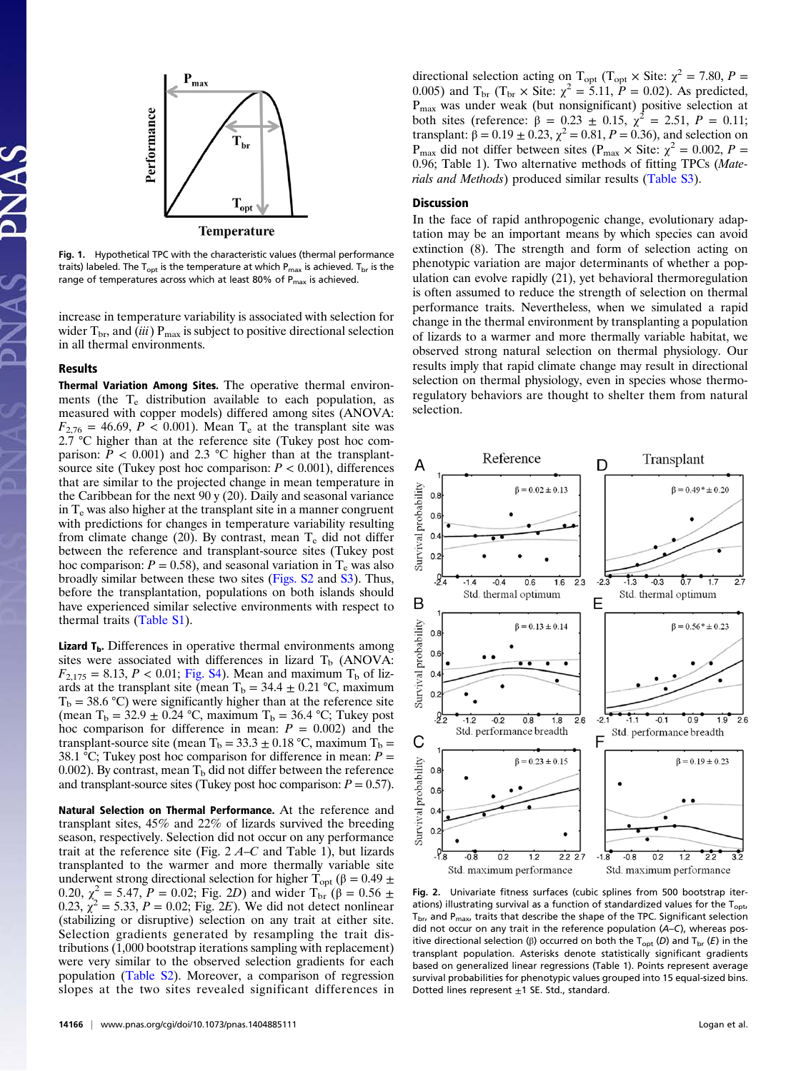Fig. 1. Hypothetical TPC with the characteristic values (thermal performance traits) labeled. The $T_{opt}$ is the temperature at which $P_{max}$ is achieved. $T_{br}$ is the range of temperatures across which at least 80% of $P_{max}$ is achieved.

increase in temperature variability is associated with selection for wider $T_{br}$, and (*iii*) $P_{max}$ is subject to positive directional selection in all thermal environments.

## Results

**Thermal Variation Among Sites.** The operative thermal environments (the $T_e$ distribution available to each population, as measured with copper models) differed among sites (ANOVA: $F_{2,76} = 46.69$, $P < 0.001$). Mean $T_e$ at the transplant site was 2.7 °C higher than at the reference site (Tukey post hoc comparison: $P < 0.001$) and 2.3 °C higher than at the transplant-source site (Tukey post hoc comparison: $P < 0.001$), differences that are similar to the projected change in mean temperature in the Caribbean for the next 90 y (20). Daily and seasonal variance in $T_e$ was also higher at the transplant site in a manner congruent with predictions for changes in temperature variability resulting from climate change (20). By contrast, mean $T_e$ did not differ between the reference and transplant-source sites (Tukey post hoc comparison: $P = 0.58$), and seasonal variation in $T_e$ was also broadly similar between these two sites (Figs. S2 and S3). Thus, before the transplantation, populations on both islands should have experienced similar selective environments with respect to thermal traits (Table S1).

**Lizard $T_b$.** Differences in operative thermal environments among sites were associated with differences in lizard $T_b$ (ANOVA: $F_{2,175} = 8.13$, $P < 0.01$; Fig. S4). Mean and maximum $T_b$ of lizards at the transplant site (mean $T_b = 34.4 \pm 0.21$ °C, maximum $T_b = 38.6$ °C) were significantly higher than at the reference site (mean $T_b = 32.9 \pm 0.24$ °C, maximum $T_b = 36.4$ °C; Tukey post hoc comparison for difference in mean: $P = 0.002$) and the transplant-source site (mean $T_b = 33.3 \pm 0.18$ °C, maximum $T_b = 38.1$ °C; Tukey post hoc comparison for difference in mean: $P = 0.002$). By contrast, mean $T_b$ did not differ between the reference and transplant-source sites (Tukey post hoc comparison: $P = 0.57$).

**Natural Selection on Thermal Performance.** At the reference and transplant sites, 45% and 22% of lizards survived the breeding season, respectively. Selection did not occur on any performance trait at the reference site (Fig. 2 *A*–*C* and Table 1), but lizards transplanted to the warmer and more thermally variable site underwent strong directional selection for higher $T_{opt}$ ($\beta = 0.49 \pm 0.20$, $\chi^2 = 5.47$, $P = 0.02$; Fig. 2*D*) and wider $T_{br}$ ($\beta = 0.56 \pm 0.23$, $\chi^2 = 5.33$, $P = 0.02$; Fig. 2*E*). We did not detect nonlinear (stabilizing or disruptive) selection on any trait at either site. Selection gradients generated by resampling the trait distributions (1,000 bootstrap iterations sampling with replacement) were very similar to the observed selection gradients for each population (Table S2). Moreover, a comparison of regression slopes at the two sites revealed significant differences in directional selection acting on $T_{opt}$ ($T_{opt}$ × Site: $\chi^2 = 7.80$, $P = 0.005$) and $T_{br}$ ($T_{br}$ × Site: $\chi^2 = 5.11$, $P = 0.02$). As predicted, $P_{max}$ was under weak (but nonsignificant) positive selection at both sites (reference: $\beta = 0.23 \pm 0.15$, $\chi^2 = 2.51$, $P = 0.11$; transplant: $\beta = 0.19 \pm 0.23$, $\chi^2 = 0.81$, $P = 0.36$), and selection on $P_{max}$ did not differ between sites ($P_{max}$ × Site: $\chi^2 = 0.002$, $P = 0.96$; Table 1). Two alternative methods of fitting TPCs (*Materials and Methods*) produced similar results (Table S3).

## Discussion

In the face of rapid anthropogenic change, evolutionary adaptation may be an important means by which species can avoid extinction (8). The strength and form of selection acting on phenotypic variation are major determinants of whether a population can evolve rapidly (21), yet behavioral thermoregulation is often assumed to reduce the strength of selection on thermal performance traits. Nevertheless, when we simulated a rapid change in the thermal environment by transplanting a population of lizards to a warmer and more thermally variable habitat, we observed strong natural selection on thermal physiology. Our results imply that rapid climate change may result in directional selection on thermal physiology, even in species whose thermoregulatory behaviors are thought to shelter them from natural selection.

Fig. 2. Univariate fitness surfaces (cubic splines from 500 bootstrap iterations) illustrating survival as a function of standardized values for the $T_{opt}$, $T_{br}$, and $P_{max}$ traits that describe the shape of the TPC. Significant selection did not occur on any trait in the reference population (*A*–*C*), whereas positive directional selection ($\beta$) occurred on both the $T_{opt}$ (*D*) and $T_{br}$ (*E*) in the transplant population. Asterisks denote statistically significant gradients based on generalized linear regressions (Table 1). Points represent average survival probabilities for phenotypic values grouped into 15 equal-sized bins. Dotted lines represent ±1 SE. Std., standard.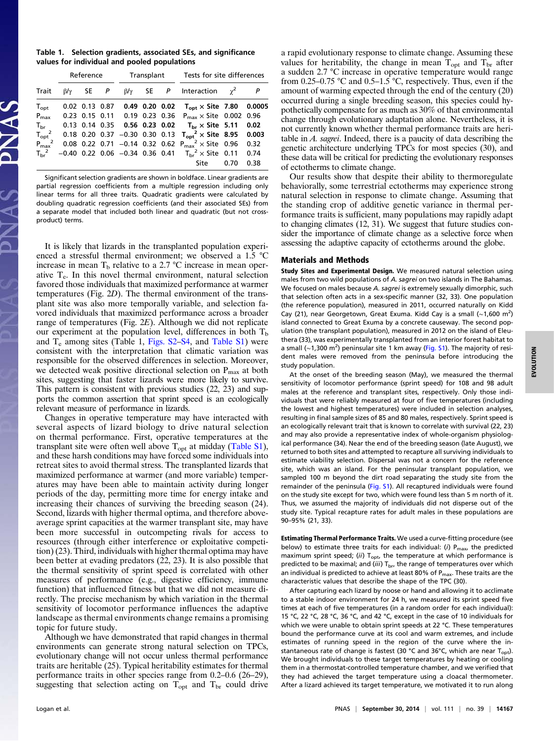**Table 1. Selection gradients, associated SEs, and significance values for individual and pooled populations**

| | Reference | | | Transplant | | | Tests for site differences | | |
|---|---|---|---|---|---|---|---|---|---|
| Trait | $\beta/\gamma$ | SE | $P$ | $\beta/\gamma$ | SE | $P$ | Interaction | $\chi^2$ | $P$ |
| $T_{opt}$ | 0.02 | 0.13 | 0.87 | **0.49** | **0.20** | **0.02** | $T_{opt}$ × Site | **7.80** | **0.0005** |
| $P_{max}$ | 0.23 | 0.15 | 0.11 | 0.19 | 0.23 | 0.36 | $P_{max}$ × Site | 0.002 | 0.96 |
| $T_{br}$ | 0.13 | 0.14 | 0.35 | **0.56** | **0.23** | **0.02** | $T_{br}$ × Site | **5.11** | **0.02** |
| $T_{opt}^2$ | 0.18 | 0.20 | 0.37 | −0.30 | 0.30 | 0.13 | $T_{opt}^2$ × Site | **8.95** | **0.003** |
| $P_{max}^2$ | 0.08 | 0.22 | 0.71 | −0.14 | 0.32 | 0.62 | $P_{max}^2$ × Site | 0.96 | 0.32 |
| $T_{br}^2$ | −0.40 | 0.22 | 0.06 | −0.34 | 0.36 | 0.41 | $T_{br}^2$ × Site | 0.11 | 0.74 |
| | | | | | | | Site | 0.70 | 0.38 |

Significant selection gradients are shown in boldface. Linear gradients are partial regression coefficients from a multiple regression including only linear terms for all three traits. Quadratic gradients were calculated by doubling quadratic regression coefficients (and their associated SEs) from a separate model that included both linear and quadratic (but not cross-product) terms.

It is likely that lizards in the transplanted population experienced a stressful thermal environment; we observed a 1.5 °C increase in mean $T_b$ relative to a 2.7 °C increase in mean operative $T_e$. In this novel thermal environment, natural selection favored those individuals that maximized performance at warmer temperatures (Fig. 2*D*). The thermal environment of the transplant site was also more temporally variable, and selection favored individuals that maximized performance across a broader range of temperatures (Fig. 2*E*). Although we did not replicate our experiment at the population level, differences in both $T_b$ and $T_e$ among sites (Table 1, Figs. S2–S4, and Table S1) were consistent with the interpretation that climatic variation was responsible for the observed differences in selection. Moreover, we detected weak positive directional selection on $P_{max}$ at both sites, suggesting that faster lizards were more likely to survive. This pattern is consistent with previous studies (22, 23) and supports the common assertion that sprint speed is an ecologically relevant measure of performance in lizards.

Changes in operative temperature may have interacted with several aspects of lizard biology to drive natural selection on thermal performance. First, operative temperatures at the transplant site were often well above $T_{opt}$ at midday (Table S1), and these harsh conditions may have forced some individuals into retreat sites to avoid thermal stress. The transplanted lizards that maximized performance at warmer (and more variable) temperatures may have been able to maintain activity during longer periods of the day, permitting more time for energy intake and increasing their chances of surviving the breeding season (24). Second, lizards with higher thermal optima, and therefore above-average sprint capacities at the warmer transplant site, may have been more successful in outcompeting rivals for access to resources (through either interference or exploitative competition) (23). Third, individuals with higher thermal optima may have been better at evading predators (22, 23). It is also possible that the thermal sensitivity of sprint speed is correlated with other measures of performance (e.g., digestive efficiency, immune function) that influenced fitness but that we did not measure directly. The precise mechanism by which variation in the thermal sensitivity of locomotor performance influences the adaptive landscape as thermal environments change remains a promising topic for future study.

Although we have demonstrated that rapid changes in thermal environments can generate strong natural selection on TPCs, evolutionary change will not occur unless thermal performance traits are heritable (25). Typical heritability estimates for thermal performance traits in other species range from 0.2–0.6 (26–29), suggesting that selection acting on $T_{opt}$ and $T_{br}$ could drive a rapid evolutionary response to climate change. Assuming these values for heritability, the change in mean $T_{opt}$ and $T_{br}$ after a sudden 2.7 °C increase in operative temperature would range from 0.25–0.75 °C and 0.5–1.5 °C, respectively. Thus, even if the amount of warming expected through the end of the century (20) occurred during a single breeding season, this species could hypothetically compensate for as much as 30% of that environmental change through evolutionary adaptation alone. Nevertheless, it is not currently known whether thermal performance traits are heritable in *A. sagrei*. Indeed, there is a paucity of data describing the genetic architecture underlying TPCs for most species (30), and these data will be critical for predicting the evolutionary responses of ectotherms to climate change.

Our results show that despite their ability to thermoregulate behaviorally, some terrestrial ectotherms may experience strong natural selection in response to climate change. Assuming that the standing crop of additive genetic variance in thermal performance traits is sufficient, many populations may rapidly adapt to changing climates (12, 31). We suggest that future studies consider the importance of climate change as a selective force when assessing the adaptive capacity of ectotherms around the globe.

## Materials and Methods

**Study Sites and Experimental Design.** We measured natural selection using males from two wild populations of *A. sagrei* on two islands in The Bahamas. We focused on males because *A. sagrei* is extremely sexually dimorphic, such that selection often acts in a sex-specific manner (32, 33). One population (the reference population), measured in 2011, occurred naturally on Kidd Cay (21), near Georgetown, Great Exuma. Kidd Cay is a small (~1,600 m²) island connected to Great Exuma by a concrete causeway. The second population (the transplant population), measured in 2012 on the island of Eleuthera (33), was experimentally transplanted from an interior forest habitat to a small (~1,300 m²) peninsular site 1 km away (Fig. S1). The majority of resident males were removed from the peninsula before introducing the study population.

At the onset of the breeding season (May), we measured the thermal sensitivity of locomotor performance (sprint speed) for 108 and 98 adult males at the reference and transplant sites, respectively. Only those individuals that were reliably measured at four of five temperatures (including the lowest and highest temperatures) were included in selection analyses, resulting in final sample sizes of 85 and 80 males, respectively. Sprint speed is an ecologically relevant trait that is known to correlate with survival (22, 23) and may also provide a representative index of whole-organism physiological performance (34). Near the end of the breeding season (late August), we returned to both sites and attempted to recapture all surviving individuals to estimate viability selection. Dispersal was not a concern for the reference site, which was an island. For the peninsular transplant population, we sampled 100 m beyond the dirt road separating the study site from the remainder of the peninsula (Fig. S1). All recaptured individuals were found on the study site except for two, which were found less than 5 m north of it. Thus, we assumed the majority of individuals did not disperse out of the study site. Typical recapture rates for adult males in these populations are 90–95% (21, 33).

**Estimating Thermal Performance Traits.** We used a curve-fitting procedure (see below) to estimate three traits for each individual: (*i*) $P_{max}$, the predicted maximum sprint speed; (*ii*) $T_{opt}$, the temperature at which performance is predicted to be maximal; and (*iii*) $T_{br}$, the range of temperatures over which an individual is predicted to achieve at least 80% of $P_{max}$. These traits are the characteristic values that describe the shape of the TPC (30).

After capturing each lizard by noose or hand and allowing it to acclimate to a stable indoor environment for 24 h, we measured its sprint speed five times at each of five temperatures (in a random order for each individual): 15 °C, 22 °C, 28 °C, 36 °C, and 42 °C, except in the case of 10 individuals for which we were unable to obtain sprint speeds at 22 °C. These temperatures bound the performance curve at its cool and warm extremes, and include estimates of running speed in the region of the curve where the instantaneous rate of change is fastest (30 °C and 36°C, which are near $T_{opt}$). We brought individuals to these target temperatures by heating or cooling them in a thermostat-controlled temperature chamber, and we verified that they had achieved the target temperature using a cloacal thermometer. After a lizard achieved its target temperature, we motivated it to run along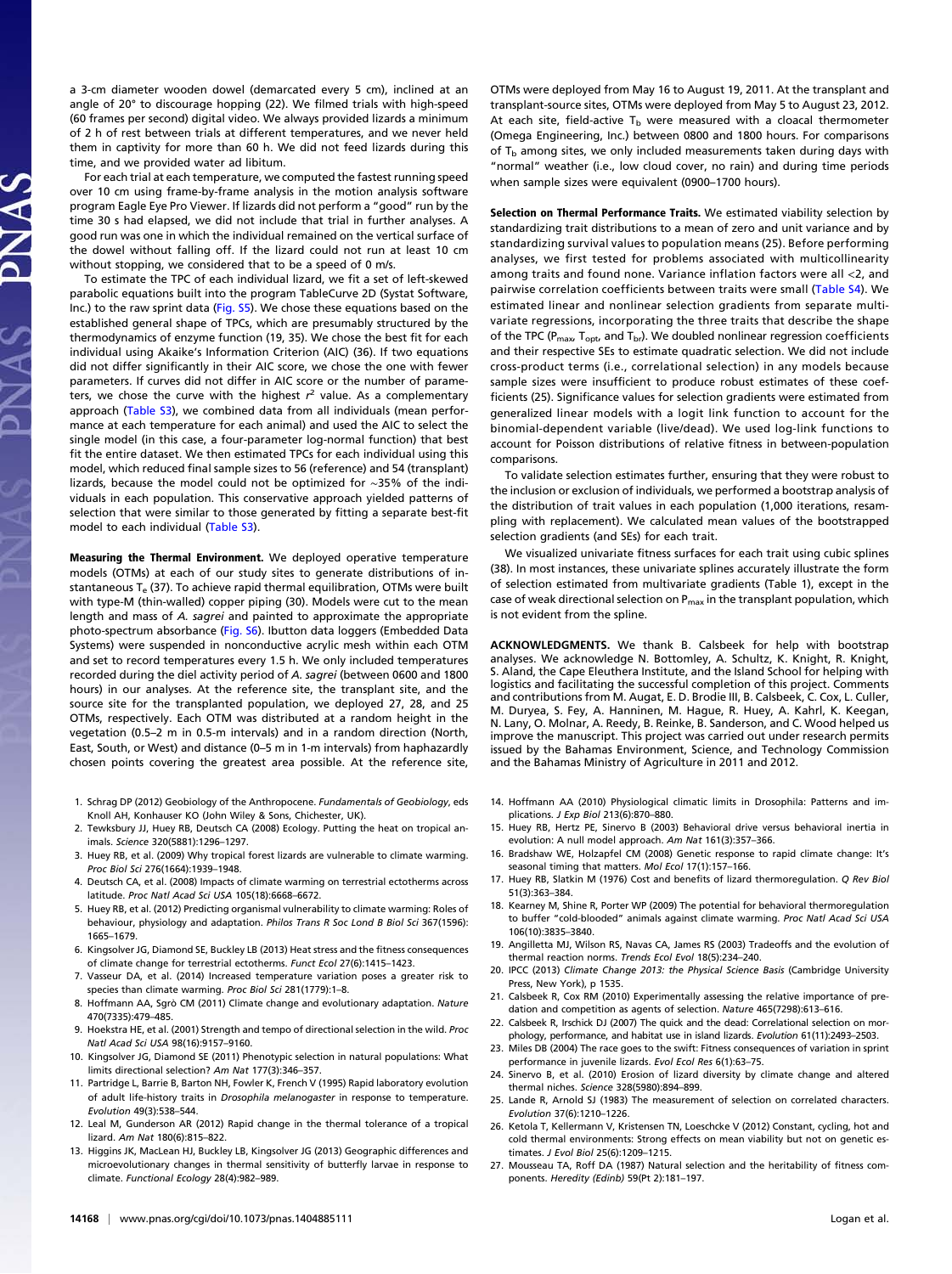a 3-cm diameter wooden dowel (demarcated every 5 cm), inclined at an angle of 20° to discourage hopping (22). We filmed trials with high-speed (60 frames per second) digital video. We always provided lizards a minimum of 2 h of rest between trials at different temperatures, and we never held them in captivity for more than 60 h. We did not feed lizards during this time, and we provided water ad libitum.

For each trial at each temperature, we computed the fastest running speed over 10 cm using frame-by-frame analysis in the motion analysis software program Eagle Eye Pro Viewer. If lizards did not perform a "good" run by the time 30 s had elapsed, we did not include that trial in further analyses. A good run was one in which the individual remained on the vertical surface of the dowel without falling off. If the lizard could not run at least 10 cm without stopping, we considered that to be a speed of 0 m/s.

To estimate the TPC of each individual lizard, we fit a set of left-skewed parabolic equations built into the program TableCurve 2D (Systat Software, Inc.) to the raw sprint data (Fig. S5). We chose these equations based on the established general shape of TPCs, which are presumably structured by the thermodynamics of enzyme function (19, 35). We chose the best fit for each individual using Akaike's Information Criterion (AIC) (36). If two equations did not differ significantly in their AIC score, we chose the one with fewer parameters. If curves did not differ in AIC score or the number of parameters, we chose the curve with the highest $r^2$ value. As a complementary approach (Table S3), we combined data from all individuals (mean performance at each temperature for each animal) and used the AIC to select the single model (in this case, a four-parameter log-normal function) that best fit the entire dataset. We then estimated TPCs for each individual using this model, which reduced final sample sizes to 56 (reference) and 54 (transplant) lizards, because the model could not be optimized for ~35% of the individuals in each population. This conservative approach yielded patterns of selection that were similar to those generated by fitting a separate best-fit model to each individual (Table S3).

**Measuring the Thermal Environment.** We deployed operative temperature models (OTMs) at each of our study sites to generate distributions of instantaneous $T_e$ (37). To achieve rapid thermal equilibration, OTMs were built with type-M (thin-walled) copper piping (30). Models were cut to the mean length and mass of *A. sagrei* and painted to approximate the appropriate photo-spectrum absorbance (Fig. S6). Ibutton data loggers (Embedded Data Systems) were suspended in nonconductive acrylic mesh within each OTM and set to record temperatures every 1.5 h. We only included temperatures recorded during the diel activity period of *A. sagrei* (between 0600 and 1800 hours) in our analyses. At the reference site, the transplant site, and the source site for the transplanted population, we deployed 27, 28, and 25 OTMs, respectively. Each OTM was distributed at a random height in the vegetation (0.5–2 m in 0.5-m intervals) and in a random direction (North, East, South, or West) and distance (0–5 m in 1-m intervals) from haphazardly chosen points covering the greatest area possible. At the reference site, OTMs were deployed from May 16 to August 19, 2011. At the transplant and transplant-source sites, OTMs were deployed from May 5 to August 23, 2012. At each site, field-active $T_b$ were measured with a cloacal thermometer (Omega Engineering, Inc.) between 0800 and 1800 hours. For comparisons of $T_b$ among sites, we only included measurements taken during days with "normal" weather (i.e., low cloud cover, no rain) and during time periods when sample sizes were equivalent (0900–1700 hours).

**Selection on Thermal Performance Traits.** We estimated viability selection by standardizing trait distributions to a mean of zero and unit variance and by standardizing survival values to population means (25). Before performing analyses, we first tested for problems associated with multicollinearity among traits and found none. Variance inflation factors were all <2, and pairwise correlation coefficients between traits were small (Table S4). We estimated linear and nonlinear selection gradients from separate multivariate regressions, incorporating the three traits that describe the shape of the TPC ($P_{max}$, $T_{opt}$, and $T_{br}$). We doubled nonlinear regression coefficients and their respective SEs to estimate quadratic selection. We did not include cross-product terms (i.e., correlational selection) in any models because sample sizes were insufficient to produce robust estimates of these coefficients (25). Significance values for selection gradients were estimated from generalized linear models with a logit link function to account for the binomial-dependent variable (live/dead). We used log-link functions to account for Poisson distributions of relative fitness in between-population comparisons.

To validate selection estimates further, ensuring that they were robust to the inclusion or exclusion of individuals, we performed a bootstrap analysis of the distribution of trait values in each population (1,000 iterations, resampling with replacement). We calculated mean values of the bootstrapped selection gradients (and SEs) for each trait.

We visualized univariate fitness surfaces for each trait using cubic splines (38). In most instances, these univariate splines accurately illustrate the form of selection estimated from multivariate gradients (Table 1), except in the case of weak directional selection on $P_{max}$ in the transplant population, which is not evident from the spline.

**ACKNOWLEDGMENTS.** We thank B. Calsbeek for help with bootstrap analyses. We acknowledge N. Bottomley, A. Schultz, K. Knight, R. Knight, S. Aland, the Cape Eleuthera Institute, and the Island School for helping with logistics and facilitating the successful completion of this project. Comments and contributions from M. Augat, E. D. Brodie III, B. Calsbeek, C. Cox, L. Culler, M. Duryea, S. Fey, A. Hanninen, M. Hague, R. Huey, A. Kahrl, K. Keegan, N. Lany, O. Molnar, A. Reedy, B. Reinke, B. Sanderson, and C. Wood helped us improve the manuscript. This project was carried out under research permits issued by the Bahamas Environment, Science, and Technology Commission and the Bahamas Ministry of Agriculture in 2011 and 2012.

1. Schrag DP (2012) Geobiology of the Anthropocene. *Fundamentals of Geobiology*, eds Knoll AH, Konhauser KO (John Wiley & Sons, Chichester, UK).
2. Tewksbury JJ, Huey RB, Deutsch CA (2008) Ecology. Putting the heat on tropical animals. *Science* 320(5881):1296–1297.
3. Huey RB, et al. (2009) Why tropical forest lizards are vulnerable to climate warming. *Proc Biol Sci* 276(1664):1939–1948.
4. Deutsch CA, et al. (2008) Impacts of climate warming on terrestrial ectotherms across latitude. *Proc Natl Acad Sci USA* 105(18):6668–6672.
5. Huey RB, et al. (2012) Predicting organismal vulnerability to climate warming: Roles of behaviour, physiology and adaptation. *Philos Trans R Soc Lond B Biol Sci* 367(1596): 1665–1679.
6. Kingsolver JG, Diamond SE, Buckley LB (2013) Heat stress and the fitness consequences of climate change for terrestrial ectotherms. *Funct Ecol* 27(6):1415–1423.
7. Vasseur DA, et al. (2014) Increased temperature variation poses a greater risk to species than climate warming. *Proc Biol Sci* 281(1779):1–8.
8. Hoffmann AA, Sgrò CM (2011) Climate change and evolutionary adaptation. *Nature* 470(7335):479–485.
9. Hoekstra HE, et al. (2001) Strength and tempo of directional selection in the wild. *Proc Natl Acad Sci USA* 98(16):9157–9160.
10. Kingsolver JG, Diamond SE (2011) Phenotypic selection in natural populations: What limits directional selection? *Am Nat* 177(3):346–357.
11. Partridge L, Barrie B, Barton NH, Fowler K, French V (1995) Rapid laboratory evolution of adult life-history traits in *Drosophila melanogaster* in response to temperature. *Evolution* 49(3):538–544.
12. Leal M, Gunderson AR (2012) Rapid change in the thermal tolerance of a tropical lizard. *Am Nat* 180(6):815–822.
13. Higgins JK, MacLean HJ, Buckley LB, Kingsolver JG (2013) Geographic differences and microevolutionary changes in thermal sensitivity of butterfly larvae in response to climate. *Functional Ecology* 28(4):982–989.
14. Hoffmann AA (2010) Physiological climatic limits in Drosophila: Patterns and implications. *J Exp Biol* 213(6):870–880.
15. Huey RB, Hertz PE, Sinervo B (2003) Behavioral drive versus behavioral inertia in evolution: A null model approach. *Am Nat* 161(3):357–366.
16. Bradshaw WE, Holzapfel CM (2008) Genetic response to rapid climate change: It's seasonal timing that matters. *Mol Ecol* 17(1):157–166.
17. Huey RB, Slatkin M (1976) Cost and benefits of lizard thermoregulation. *Q Rev Biol* 51(3):363–384.
18. Kearney M, Shine R, Porter WP (2009) The potential for behavioral thermoregulation to buffer "cold-blooded" animals against climate warming. *Proc Natl Acad Sci USA* 106(10):3835–3840.
19. Angilletta MJ, Wilson RS, Navas CA, James RS (2003) Tradeoffs and the evolution of thermal reaction norms. *Trends Ecol Evol* 18(5):234–240.
20. IPCC (2013) *Climate Change 2013: the Physical Science Basis* (Cambridge University Press, New York), p 1535.
21. Calsbeek R, Cox RM (2010) Experimentally assessing the relative importance of predation and competition as agents of selection. *Nature* 465(7298):613–616.
22. Calsbeek R, Irschick DJ (2007) The quick and the dead: Correlational selection on morphology, performance, and habitat use in island lizards. *Evolution* 61(11):2493–2503.
23. Miles DB (2004) The race goes to the swift: Fitness consequences of variation in sprint performance in juvenile lizards. *Evol Ecol Res* 6(1):63–75.
24. Sinervo B, et al. (2010) Erosion of lizard diversity by climate change and altered thermal niches. *Science* 328(5980):894–899.
25. Lande R, Arnold SJ (1983) The measurement of selection on correlated characters. *Evolution* 37(6):1210–1226.
26. Ketola T, Kellermann V, Kristensen TN, Loeschcke V (2012) Constant, cycling, hot and cold thermal environments: Strong effects on mean viability but not on genetic estimates. *J Evol Biol* 25(6):1209–1215.
27. Mousseau TA, Roff DA (1987) Natural selection and the heritability of fitness components. *Heredity (Edinb)* 59(Pt 2):181–197.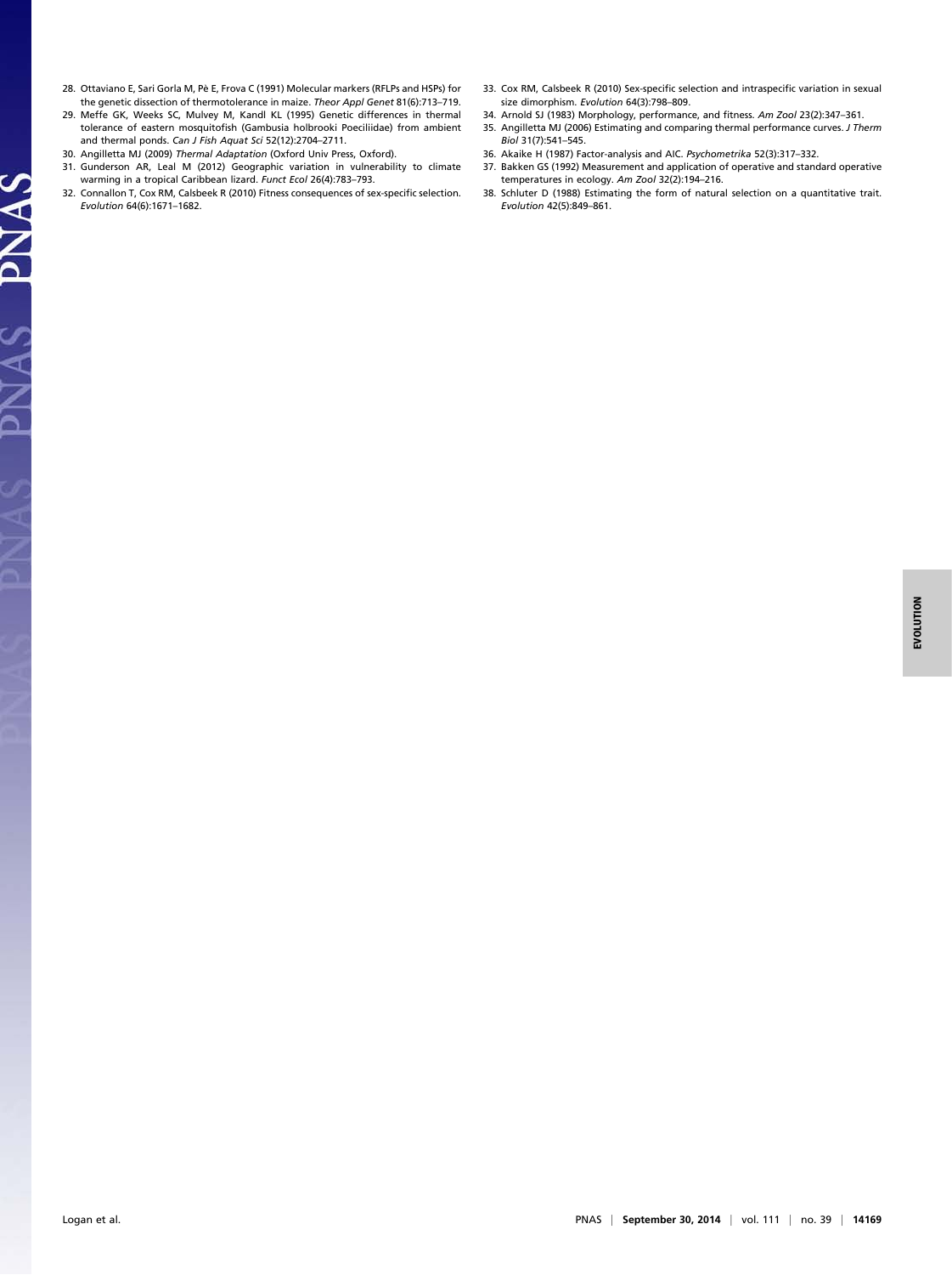28. Ottaviano E, Sari Gorla M, Pè E, Frova C (1991) Molecular markers (RFLPs and HSPs) for the genetic dissection of thermotolerance in maize. *Theor Appl Genet* 81(6):713–719.
29. Meffe GK, Weeks SC, Mulvey M, Kandl KL (1995) Genetic differences in thermal tolerance of eastern mosquitofish (Gambusia holbrooki Poeciliidae) from ambient and thermal ponds. *Can J Fish Aquat Sci* 52(12):2704–2711.
30. Angilletta MJ (2009) *Thermal Adaptation* (Oxford Univ Press, Oxford).
31. Gunderson AR, Leal M (2012) Geographic variation in vulnerability to climate warming in a tropical Caribbean lizard. *Funct Ecol* 26(4):783–793.
32. Connallon T, Cox RM, Calsbeek R (2010) Fitness consequences of sex-specific selection. *Evolution* 64(6):1671–1682.
33. Cox RM, Calsbeek R (2010) Sex-specific selection and intraspecific variation in sexual size dimorphism. *Evolution* 64(3):798–809.
34. Arnold SJ (1983) Morphology, performance, and fitness. *Am Zool* 23(2):347–361.
35. Angilletta MJ (2006) Estimating and comparing thermal performance curves. *J Therm Biol* 31(7):541–545.
36. Akaike H (1987) Factor-analysis and AIC. *Psychometrika* 52(3):317–332.
37. Bakken GS (1992) Measurement and application of operative and standard operative temperatures in ecology. *Am Zool* 32(2):194–216.
38. Schluter D (1988) Estimating the form of natural selection on a quantitative trait. *Evolution* 42(5):849–861.